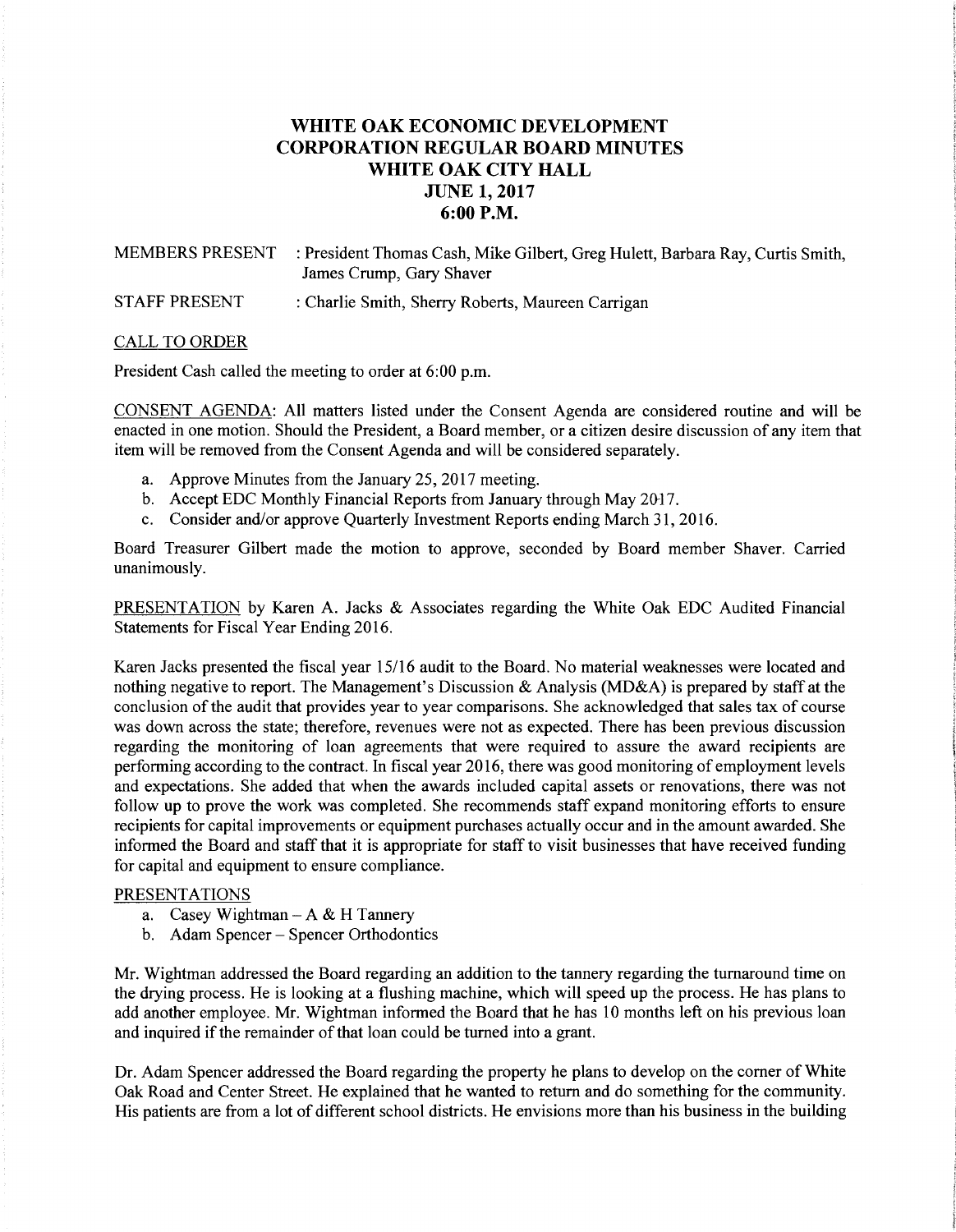# WHITE OAK ECONOMIC DEVELOPMENT CORPORATION REGULAR BOARD MINUTES
## WHITE OAK CITY HALL
## JUNE 1, 2017
## 6:00 P.M.

MEMBERS PRESENT : President Thomas Cash, Mike Gilbert, Greg Hulett, Barbara Ray, Curtis Smith, James Crump, Gary Shaver

STAFF PRESENT : Charlie Smith, Sherry Roberts, Maureen Carrigan

CALL TO ORDER

President Cash called the meeting to order at 6:00 p.m.

CONSENT AGENDA: All matters listed under the Consent Agenda are considered routine and will be enacted in one motion. Should the President, a Board member, or a citizen desire discussion of any item that item will be removed from the Consent Agenda and will be considered separately.

a. Approve Minutes from the January 25, 2017 meeting.
b. Accept EDC Monthly Financial Reports from January through May 2017.
c. Consider and/or approve Quarterly Investment Reports ending March 31, 2016.

Board Treasurer Gilbert made the motion to approve, seconded by Board member Shaver. Carried unanimously.

PRESENTATION by Karen A. Jacks & Associates regarding the White Oak EDC Audited Financial Statements for Fiscal Year Ending 2016.

Karen Jacks presented the fiscal year 15/16 audit to the Board. No material weaknesses were located and nothing negative to report. The Management's Discussion & Analysis (MD&A) is prepared by staff at the conclusion of the audit that provides year to year comparisons. She acknowledged that sales tax of course was down across the state; therefore, revenues were not as expected. There has been previous discussion regarding the monitoring of loan agreements that were required to assure the award recipients are performing according to the contract. In fiscal year 2016, there was good monitoring of employment levels and expectations. She added that when the awards included capital assets or renovations, there was not follow up to prove the work was completed. She recommends staff expand monitoring efforts to ensure recipients for capital improvements or equipment purchases actually occur and in the amount awarded. She informed the Board and staff that it is appropriate for staff to visit businesses that have received funding for capital and equipment to ensure compliance.

PRESENTATIONS

a. Casey Wightman – A & H Tannery
b. Adam Spencer – Spencer Orthodontics

Mr. Wightman addressed the Board regarding an addition to the tannery regarding the turnaround time on the drying process. He is looking at a flushing machine, which will speed up the process. He has plans to add another employee. Mr. Wightman informed the Board that he has 10 months left on his previous loan and inquired if the remainder of that loan could be turned into a grant.

Dr. Adam Spencer addressed the Board regarding the property he plans to develop on the corner of White Oak Road and Center Street. He explained that he wanted to return and do something for the community. His patients are from a lot of different school districts. He envisions more than his business in the building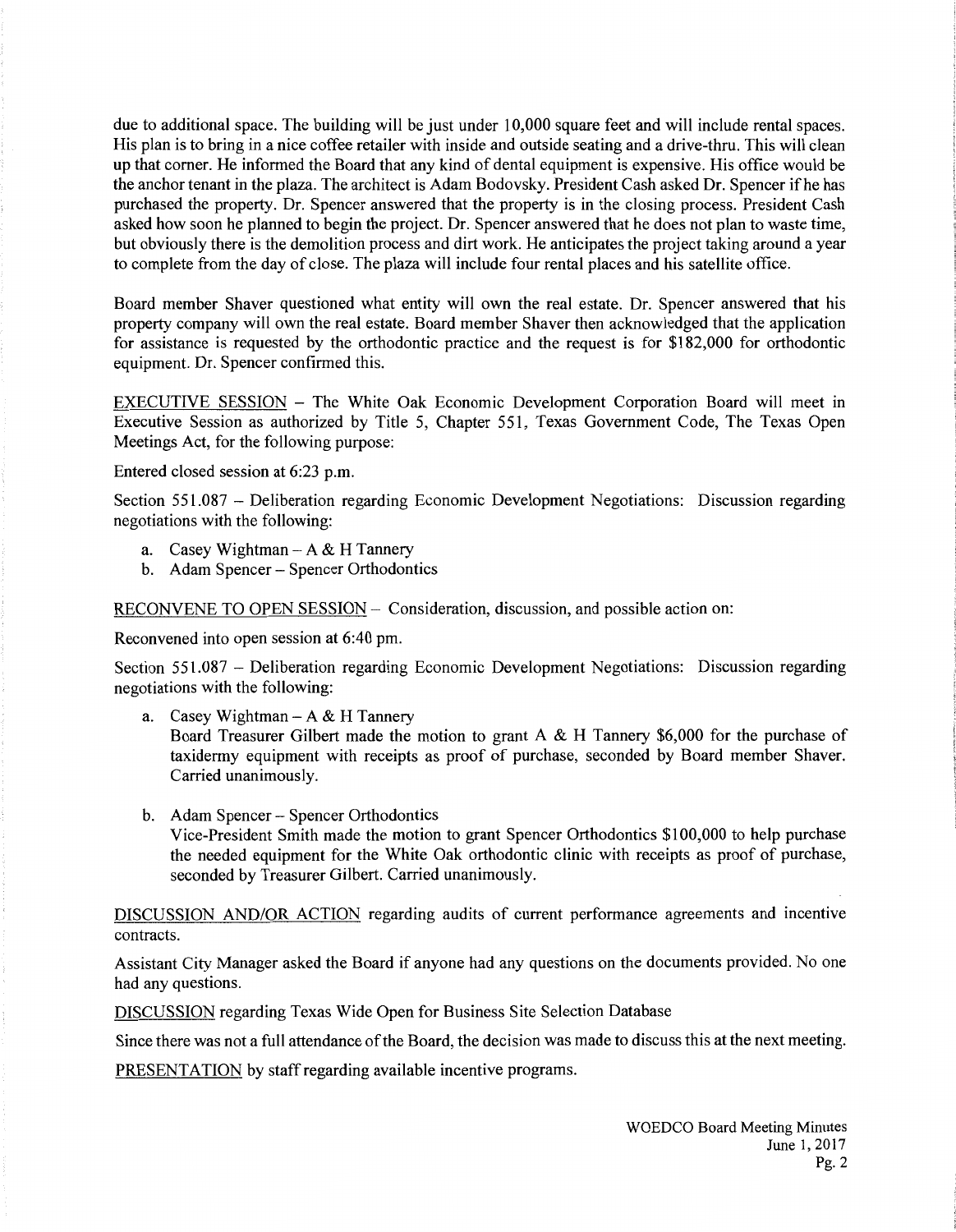due to additional space. The building will be just under 10,000 square feet and will include rental spaces. His plan is to bring in a nice coffee retailer with inside and outside seating and a drive-thru. This will clean up that corner. He informed the Board that any kind of dental equipment is expensive. His office would be the anchor tenant in the plaza. The architect is Adam Bodovsky. President Cash asked Dr. Spencer if he has purchased the property. Dr. Spencer answered that the property is in the closing process. President Cash asked how soon he planned to begin the project. Dr. Spencer answered that he does not plan to waste time, but obviously there is the demolition process and dirt work. He anticipates the project taking around a year to complete from the day of close. The plaza will include four rental places and his satellite office.

Board member Shaver questioned what entity will own the real estate. Dr. Spencer answered that his property company will own the real estate. Board member Shaver then acknowledged that the application for assistance is requested by the orthodontic practice and the request is for $182,000 for orthodontic equipment. Dr. Spencer confirmed this.

<u>EXECUTIVE SESSION</u> – The White Oak Economic Development Corporation Board will meet in Executive Session as authorized by Title 5, Chapter 551, Texas Government Code, The Texas Open Meetings Act, for the following purpose:

Entered closed session at 6:23 p.m.

Section 551.087 – Deliberation regarding Economic Development Negotiations: Discussion regarding negotiations with the following:

a. Casey Wightman – A & H Tannery
b. Adam Spencer – Spencer Orthodontics

<u>RECONVENE TO OPEN SESSION</u> – Consideration, discussion, and possible action on:

Reconvened into open session at 6:40 pm.

Section 551.087 – Deliberation regarding Economic Development Negotiations: Discussion regarding negotiations with the following:

a. Casey Wightman – A & H Tannery
   Board Treasurer Gilbert made the motion to grant A & H Tannery $6,000 for the purchase of taxidermy equipment with receipts as proof of purchase, seconded by Board member Shaver. Carried unanimously.

b. Adam Spencer – Spencer Orthodontics
   Vice-President Smith made the motion to grant Spencer Orthodontics $100,000 to help purchase the needed equipment for the White Oak orthodontic clinic with receipts as proof of purchase, seconded by Treasurer Gilbert. Carried unanimously.

<u>DISCUSSION AND/OR ACTION</u> regarding audits of current performance agreements and incentive contracts.

Assistant City Manager asked the Board if anyone had any questions on the documents provided. No one had any questions.

<u>DISCUSSION</u> regarding Texas Wide Open for Business Site Selection Database

Since there was not a full attendance of the Board, the decision was made to discuss this at the next meeting.

<u>PRESENTATION</u> by staff regarding available incentive programs.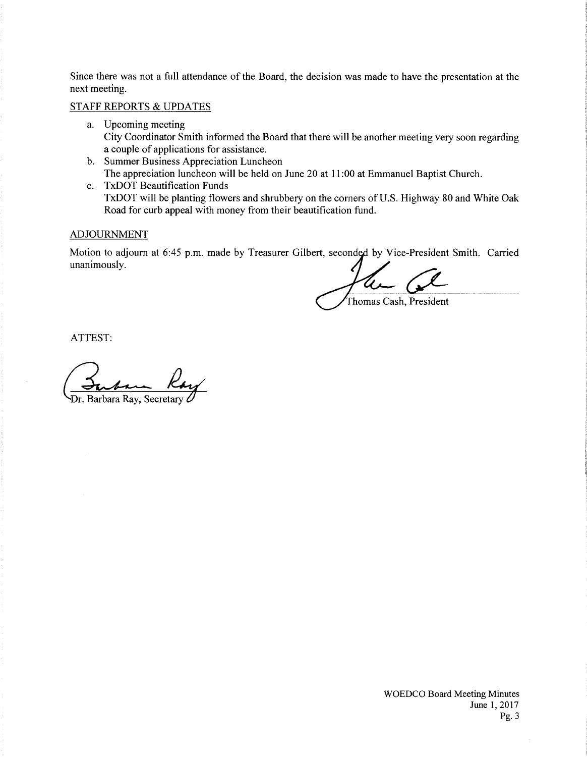Since there was not a full attendance of the Board, the decision was made to have the presentation at the next meeting.

STAFF REPORTS & UPDATES

a. Upcoming meeting
   City Coordinator Smith informed the Board that there will be another meeting very soon regarding a couple of applications for assistance.
b. Summer Business Appreciation Luncheon
   The appreciation luncheon will be held on June 20 at 11:00 at Emmanuel Baptist Church.
c. TxDOT Beautification Funds
   TxDOT will be planting flowers and shrubbery on the corners of U.S. Highway 80 and White Oak Road for curb appeal with money from their beautification fund.

ADJOURNMENT

Motion to adjourn at 6:45 p.m. made by Treasurer Gilbert, seconded by Vice-President Smith. Carried unanimously.

Thomas Cash, President

ATTEST:

Dr. Barbara Ray, Secretary

WOEDCO Board Meeting Minutes
June 1, 2017